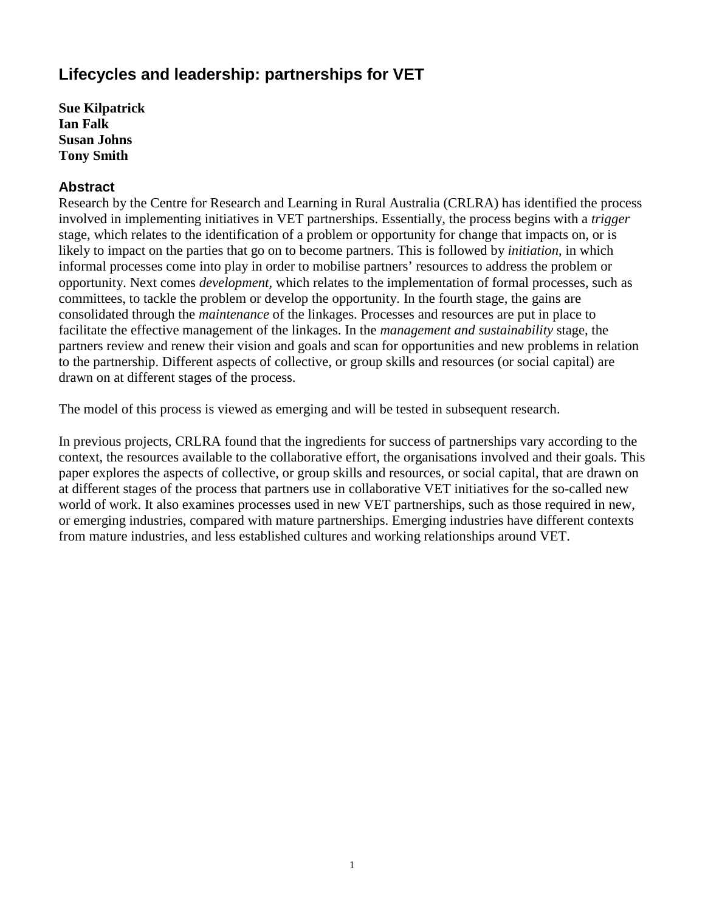# Lifecycles and leadership: partnerships for VET

**Sue Kilpatrick**
**Ian Falk**
**Susan Johns**
**Tony Smith**

## Abstract

Research by the Centre for Research and Learning in Rural Australia (CRLRA) has identified the process involved in implementing initiatives in VET partnerships. Essentially, the process begins with a *trigger* stage, which relates to the identification of a problem or opportunity for change that impacts on, or is likely to impact on the parties that go on to become partners. This is followed by *initiation*, in which informal processes come into play in order to mobilise partners' resources to address the problem or opportunity. Next comes *development*, which relates to the implementation of formal processes, such as committees, to tackle the problem or develop the opportunity. In the fourth stage, the gains are consolidated through the *maintenance* of the linkages. Processes and resources are put in place to facilitate the effective management of the linkages. In the *management and sustainability* stage, the partners review and renew their vision and goals and scan for opportunities and new problems in relation to the partnership. Different aspects of collective, or group skills and resources (or social capital) are drawn on at different stages of the process.

The model of this process is viewed as emerging and will be tested in subsequent research.

In previous projects, CRLRA found that the ingredients for success of partnerships vary according to the context, the resources available to the collaborative effort, the organisations involved and their goals. This paper explores the aspects of collective, or group skills and resources, or social capital, that are drawn on at different stages of the process that partners use in collaborative VET initiatives for the so-called new world of work. It also examines processes used in new VET partnerships, such as those required in new, or emerging industries, compared with mature partnerships. Emerging industries have different contexts from mature industries, and less established cultures and working relationships around VET.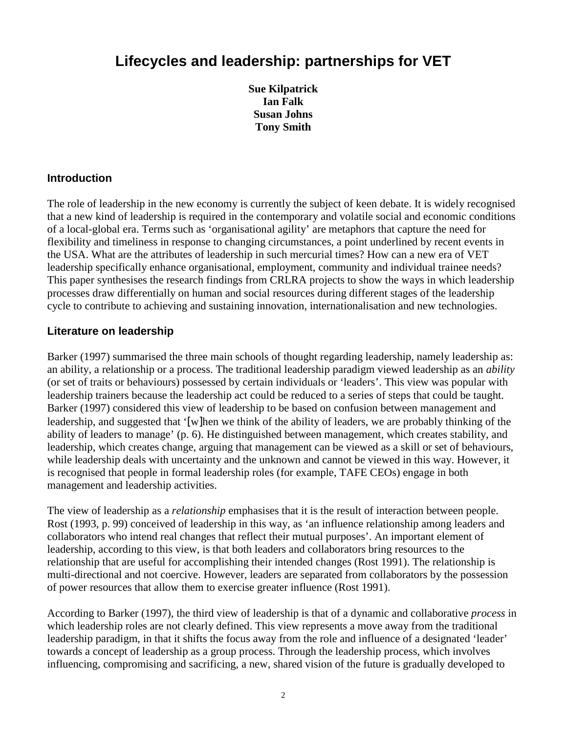# Lifecycles and leadership: partnerships for VET

**Sue Kilpatrick**
**Ian Falk**
**Susan Johns**
**Tony Smith**

## Introduction

The role of leadership in the new economy is currently the subject of keen debate. It is widely recognised that a new kind of leadership is required in the contemporary and volatile social and economic conditions of a local-global era. Terms such as 'organisational agility' are metaphors that capture the need for flexibility and timeliness in response to changing circumstances, a point underlined by recent events in the USA. What are the attributes of leadership in such mercurial times? How can a new era of VET leadership specifically enhance organisational, employment, community and individual trainee needs? This paper synthesises the research findings from CRLRA projects to show the ways in which leadership processes draw differentially on human and social resources during different stages of the leadership cycle to contribute to achieving and sustaining innovation, internationalisation and new technologies.

## Literature on leadership

Barker (1997) summarised the three main schools of thought regarding leadership, namely leadership as: an ability, a relationship or a process. The traditional leadership paradigm viewed leadership as an *ability* (or set of traits or behaviours) possessed by certain individuals or 'leaders'. This view was popular with leadership trainers because the leadership act could be reduced to a series of steps that could be taught. Barker (1997) considered this view of leadership to be based on confusion between management and leadership, and suggested that '[w]hen we think of the ability of leaders, we are probably thinking of the ability of leaders to manage' (p. 6). He distinguished between management, which creates stability, and leadership, which creates change, arguing that management can be viewed as a skill or set of behaviours, while leadership deals with uncertainty and the unknown and cannot be viewed in this way. However, it is recognised that people in formal leadership roles (for example, TAFE CEOs) engage in both management and leadership activities.

The view of leadership as a *relationship* emphasises that it is the result of interaction between people. Rost (1993, p. 99) conceived of leadership in this way, as 'an influence relationship among leaders and collaborators who intend real changes that reflect their mutual purposes'. An important element of leadership, according to this view, is that both leaders and collaborators bring resources to the relationship that are useful for accomplishing their intended changes (Rost 1991). The relationship is multi-directional and not coercive. However, leaders are separated from collaborators by the possession of power resources that allow them to exercise greater influence (Rost 1991).

According to Barker (1997), the third view of leadership is that of a dynamic and collaborative *process* in which leadership roles are not clearly defined. This view represents a move away from the traditional leadership paradigm, in that it shifts the focus away from the role and influence of a designated 'leader' towards a concept of leadership as a group process. Through the leadership process, which involves influencing, compromising and sacrificing, a new, shared vision of the future is gradually developed to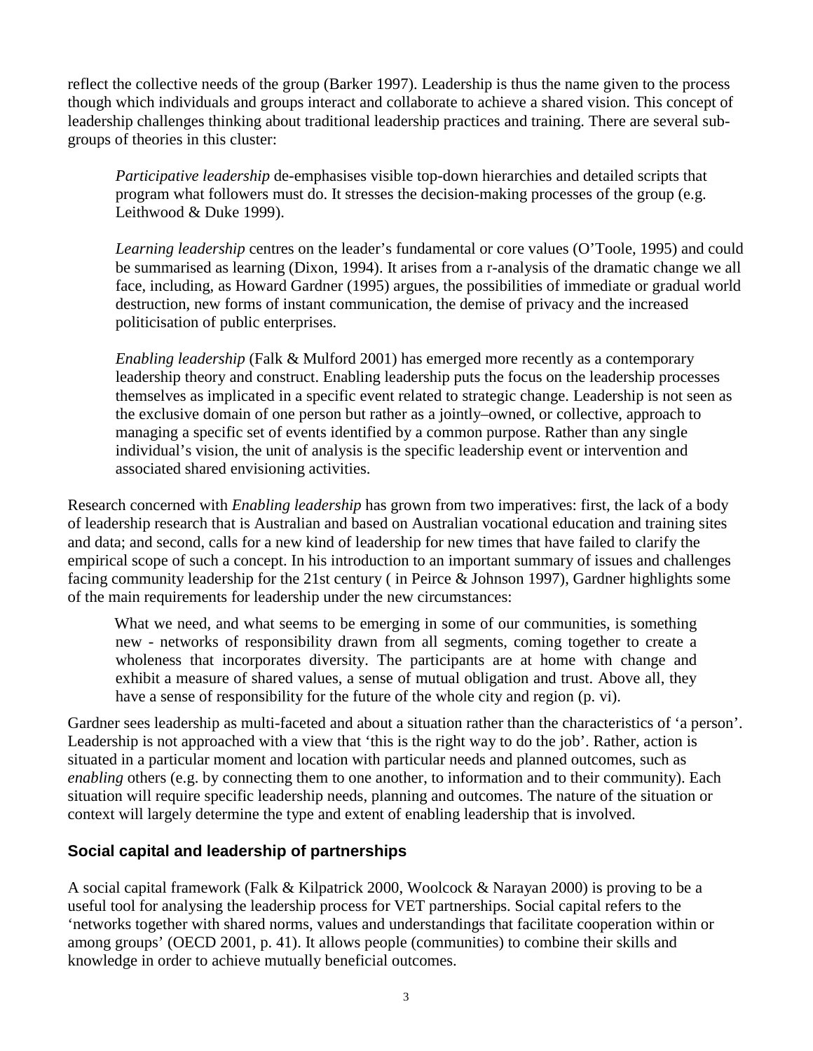reflect the collective needs of the group (Barker 1997). Leadership is thus the name given to the process though which individuals and groups interact and collaborate to achieve a shared vision. This concept of leadership challenges thinking about traditional leadership practices and training. There are several sub-groups of theories in this cluster:

> *Participative leadership* de-emphasises visible top-down hierarchies and detailed scripts that program what followers must do. It stresses the decision-making processes of the group (e.g. Leithwood & Duke 1999).
>
> *Learning leadership* centres on the leader's fundamental or core values (O'Toole, 1995) and could be summarised as learning (Dixon, 1994). It arises from a r-analysis of the dramatic change we all face, including, as Howard Gardner (1995) argues, the possibilities of immediate or gradual world destruction, new forms of instant communication, the demise of privacy and the increased politicisation of public enterprises.
>
> *Enabling leadership* (Falk & Mulford 2001) has emerged more recently as a contemporary leadership theory and construct. Enabling leadership puts the focus on the leadership processes themselves as implicated in a specific event related to strategic change. Leadership is not seen as the exclusive domain of one person but rather as a jointly–owned, or collective, approach to managing a specific set of events identified by a common purpose. Rather than any single individual's vision, the unit of analysis is the specific leadership event or intervention and associated shared envisioning activities.

Research concerned with *Enabling leadership* has grown from two imperatives: first, the lack of a body of leadership research that is Australian and based on Australian vocational education and training sites and data; and second, calls for a new kind of leadership for new times that have failed to clarify the empirical scope of such a concept. In his introduction to an important summary of issues and challenges facing community leadership for the 21st century ( in Peirce & Johnson 1997), Gardner highlights some of the main requirements for leadership under the new circumstances:

> What we need, and what seems to be emerging in some of our communities, is something new - networks of responsibility drawn from all segments, coming together to create a wholeness that incorporates diversity. The participants are at home with change and exhibit a measure of shared values, a sense of mutual obligation and trust. Above all, they have a sense of responsibility for the future of the whole city and region (p. vi).

Gardner sees leadership as multi-faceted and about a situation rather than the characteristics of 'a person'. Leadership is not approached with a view that 'this is the right way to do the job'. Rather, action is situated in a particular moment and location with particular needs and planned outcomes, such as *enabling* others (e.g. by connecting them to one another, to information and to their community). Each situation will require specific leadership needs, planning and outcomes. The nature of the situation or context will largely determine the type and extent of enabling leadership that is involved.

## Social capital and leadership of partnerships

A social capital framework (Falk & Kilpatrick 2000, Woolcock & Narayan 2000) is proving to be a useful tool for analysing the leadership process for VET partnerships. Social capital refers to the 'networks together with shared norms, values and understandings that facilitate cooperation within or among groups' (OECD 2001, p. 41). It allows people (communities) to combine their skills and knowledge in order to achieve mutually beneficial outcomes.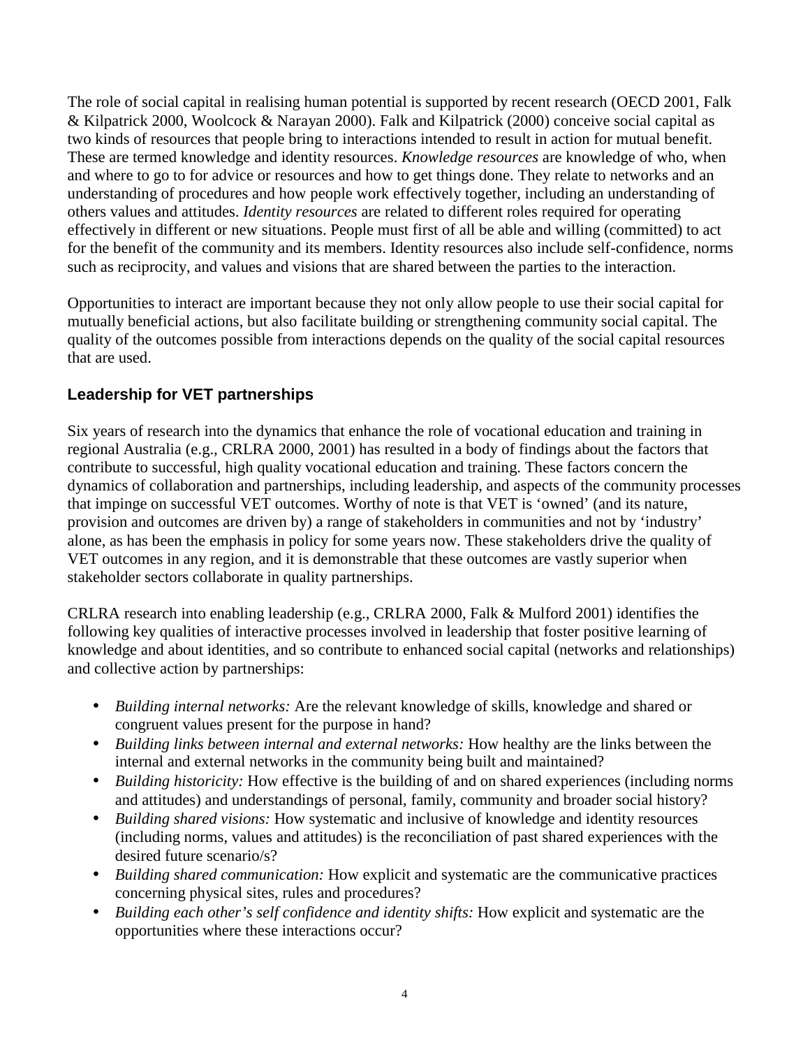The role of social capital in realising human potential is supported by recent research (OECD 2001, Falk & Kilpatrick 2000, Woolcock & Narayan 2000). Falk and Kilpatrick (2000) conceive social capital as two kinds of resources that people bring to interactions intended to result in action for mutual benefit. These are termed knowledge and identity resources. *Knowledge resources* are knowledge of who, when and where to go to for advice or resources and how to get things done. They relate to networks and an understanding of procedures and how people work effectively together, including an understanding of others values and attitudes. *Identity resources* are related to different roles required for operating effectively in different or new situations. People must first of all be able and willing (committed) to act for the benefit of the community and its members. Identity resources also include self-confidence, norms such as reciprocity, and values and visions that are shared between the parties to the interaction.

Opportunities to interact are important because they not only allow people to use their social capital for mutually beneficial actions, but also facilitate building or strengthening community social capital. The quality of the outcomes possible from interactions depends on the quality of the social capital resources that are used.

### Leadership for VET partnerships

Six years of research into the dynamics that enhance the role of vocational education and training in regional Australia (e.g., CRLRA 2000, 2001) has resulted in a body of findings about the factors that contribute to successful, high quality vocational education and training. These factors concern the dynamics of collaboration and partnerships, including leadership, and aspects of the community processes that impinge on successful VET outcomes. Worthy of note is that VET is 'owned' (and its nature, provision and outcomes are driven by) a range of stakeholders in communities and not by 'industry' alone, as has been the emphasis in policy for some years now. These stakeholders drive the quality of VET outcomes in any region, and it is demonstrable that these outcomes are vastly superior when stakeholder sectors collaborate in quality partnerships.

CRLRA research into enabling leadership (e.g., CRLRA 2000, Falk & Mulford 2001) identifies the following key qualities of interactive processes involved in leadership that foster positive learning of knowledge and about identities, and so contribute to enhanced social capital (networks and relationships) and collective action by partnerships:

- *Building internal networks:* Are the relevant knowledge of skills, knowledge and shared or congruent values present for the purpose in hand?
- *Building links between internal and external networks:* How healthy are the links between the internal and external networks in the community being built and maintained?
- *Building historicity:* How effective is the building of and on shared experiences (including norms and attitudes) and understandings of personal, family, community and broader social history?
- *Building shared visions:* How systematic and inclusive of knowledge and identity resources (including norms, values and attitudes) is the reconciliation of past shared experiences with the desired future scenario/s?
- *Building shared communication:* How explicit and systematic are the communicative practices concerning physical sites, rules and procedures?
- *Building each other's self confidence and identity shifts:* How explicit and systematic are the opportunities where these interactions occur?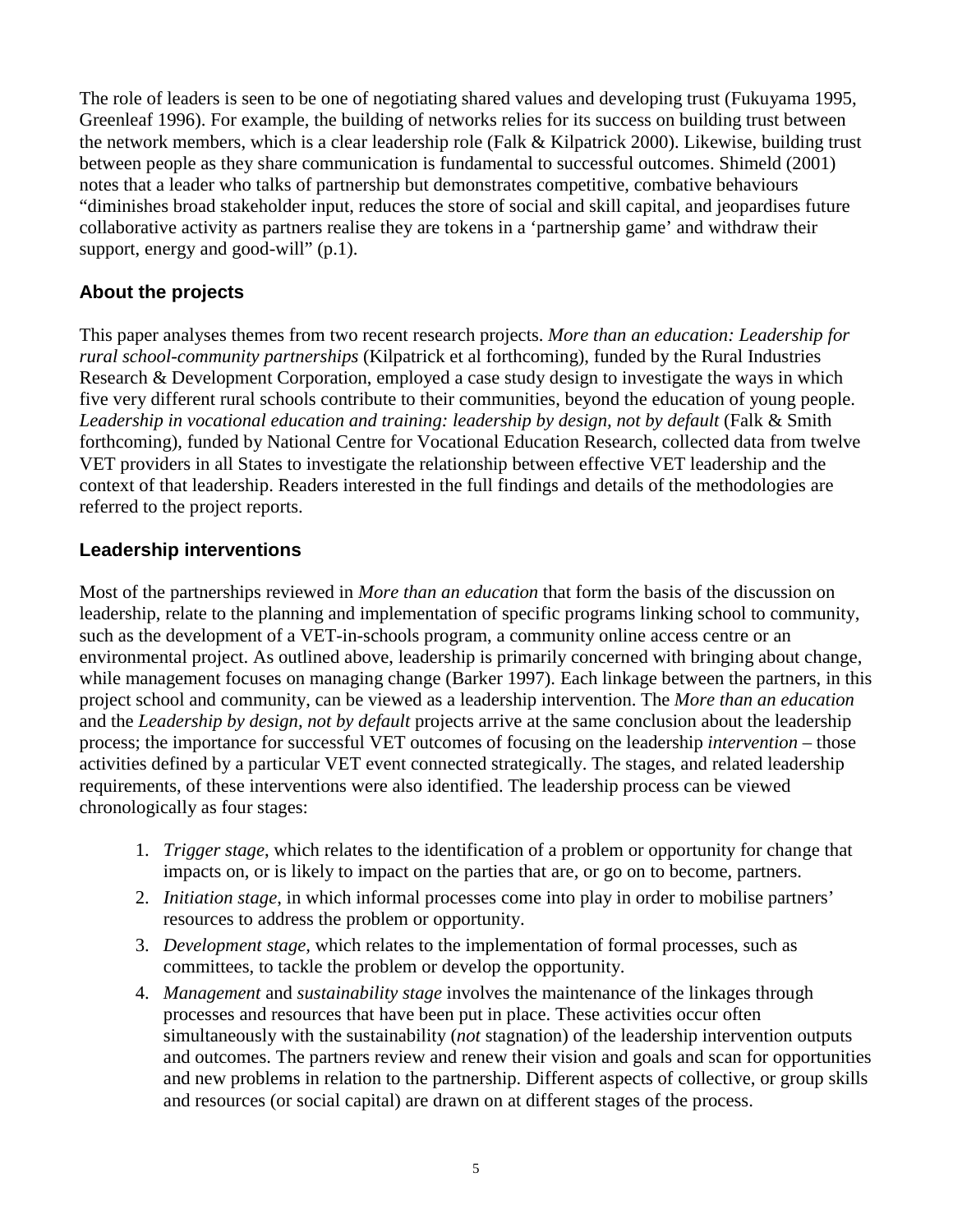The role of leaders is seen to be one of negotiating shared values and developing trust (Fukuyama 1995, Greenleaf 1996). For example, the building of networks relies for its success on building trust between the network members, which is a clear leadership role (Falk & Kilpatrick 2000). Likewise, building trust between people as they share communication is fundamental to successful outcomes. Shimeld (2001) notes that a leader who talks of partnership but demonstrates competitive, combative behaviours "diminishes broad stakeholder input, reduces the store of social and skill capital, and jeopardises future collaborative activity as partners realise they are tokens in a 'partnership game' and withdraw their support, energy and good-will" (p.1).

## About the projects

This paper analyses themes from two recent research projects. *More than an education: Leadership for rural school-community partnerships* (Kilpatrick et al forthcoming), funded by the Rural Industries Research & Development Corporation, employed a case study design to investigate the ways in which five very different rural schools contribute to their communities, beyond the education of young people. *Leadership in vocational education and training: leadership by design, not by default* (Falk & Smith forthcoming), funded by National Centre for Vocational Education Research, collected data from twelve VET providers in all States to investigate the relationship between effective VET leadership and the context of that leadership. Readers interested in the full findings and details of the methodologies are referred to the project reports.

## Leadership interventions

Most of the partnerships reviewed in *More than an education* that form the basis of the discussion on leadership, relate to the planning and implementation of specific programs linking school to community, such as the development of a VET-in-schools program, a community online access centre or an environmental project. As outlined above, leadership is primarily concerned with bringing about change, while management focuses on managing change (Barker 1997). Each linkage between the partners, in this project school and community, can be viewed as a leadership intervention. The *More than an education* and the *Leadership by design, not by default* projects arrive at the same conclusion about the leadership process; the importance for successful VET outcomes of focusing on the leadership *intervention* – those activities defined by a particular VET event connected strategically. The stages, and related leadership requirements, of these interventions were also identified. The leadership process can be viewed chronologically as four stages:

1. *Trigger stage*, which relates to the identification of a problem or opportunity for change that impacts on, or is likely to impact on the parties that are, or go on to become, partners.
2. *Initiation stage*, in which informal processes come into play in order to mobilise partners' resources to address the problem or opportunity.
3. *Development stage*, which relates to the implementation of formal processes, such as committees, to tackle the problem or develop the opportunity.
4. *Management* and *sustainability stage* involves the maintenance of the linkages through processes and resources that have been put in place. These activities occur often simultaneously with the sustainability (*not* stagnation) of the leadership intervention outputs and outcomes. The partners review and renew their vision and goals and scan for opportunities and new problems in relation to the partnership. Different aspects of collective, or group skills and resources (or social capital) are drawn on at different stages of the process.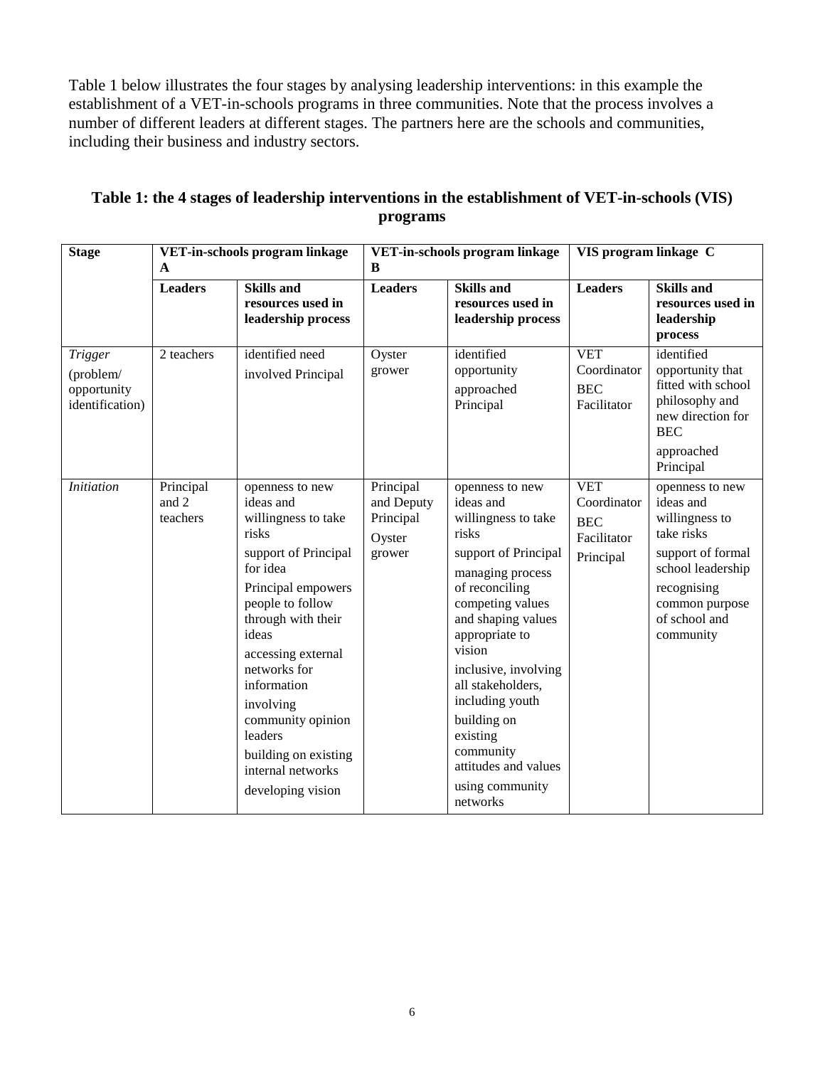Table 1 below illustrates the four stages by analysing leadership interventions: in this example the establishment of a VET-in-schools programs in three communities. Note that the process involves a number of different leaders at different stages. The partners here are the schools and communities, including their business and industry sectors.

**Table 1: the 4 stages of leadership interventions in the establishment of VET-in-schools (VIS) programs**

| Stage | VET-in-schools program linkage A | | VET-in-schools program linkage B | | VIS program linkage C | |
|---|---|---|---|---|---|---|
| | **Leaders** | **Skills and resources used in leadership process** | **Leaders** | **Skills and resources used in leadership process** | **Leaders** | **Skills and resources used in leadership process** |
| *Trigger* (problem/ opportunity identification) | 2 teachers | identified need<br>involved Principal | Oyster grower | identified opportunity<br>approached Principal | VET Coordinator<br>BEC Facilitator | identified opportunity that fitted with school philosophy and new direction for BEC<br>approached Principal |
| *Initiation* | Principal and 2 teachers | openness to new ideas and willingness to take risks<br>support of Principal for idea<br>Principal empowers people to follow through with their ideas<br>accessing external networks for information<br>involving community opinion leaders<br>building on existing internal networks<br>developing vision | Principal and Deputy Principal<br>Oyster grower | openness to new ideas and willingness to take risks<br>support of Principal<br>managing process of reconciling competing values and shaping values appropriate to vision<br>inclusive, involving all stakeholders, including youth<br>building on existing community attitudes and values<br>using community networks | VET Coordinator<br>BEC Facilitator<br>Principal | openness to new ideas and willingness to take risks<br>support of formal school leadership<br>recognising common purpose of school and community |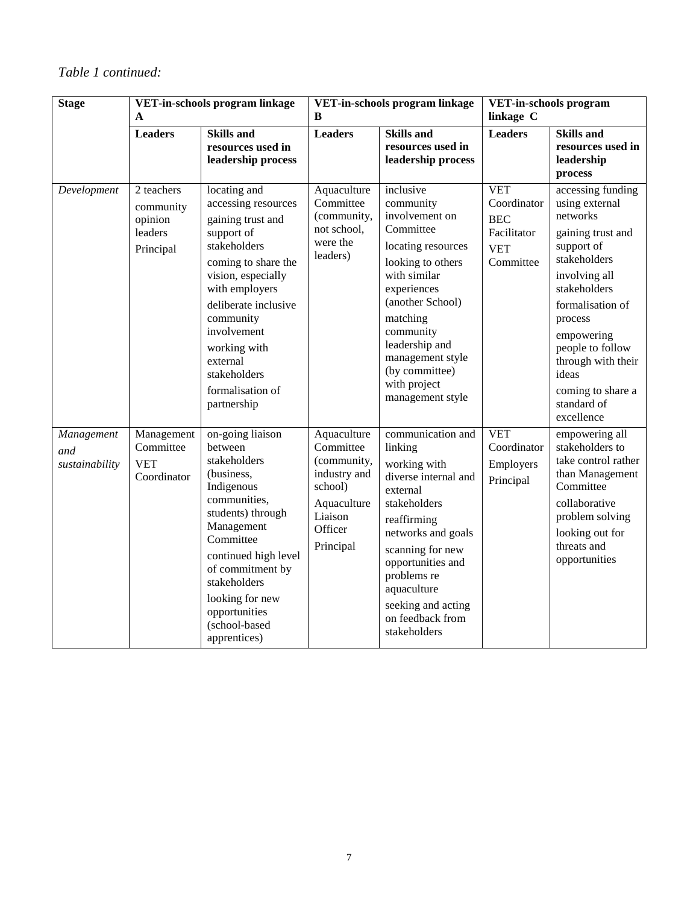*Table 1 continued:*

| Stage | VET-in-schools program linkage A | | VET-in-schools program linkage B | | VET-in-schools program linkage C | |
|---|---|---|---|---|---|---|
| | **Leaders** | **Skills and resources used in leadership process** | **Leaders** | **Skills and resources used in leadership process** | **Leaders** | **Skills and resources used in leadership process** |
| *Development* | 2 teachers<br>community opinion leaders<br>Principal | locating and accessing resources<br>gaining trust and support of stakeholders<br>coming to share the vision, especially with employers<br>deliberate inclusive community involvement<br>working with external stakeholders<br>formalisation of partnership | Aquaculture Committee (community, not school, were the leaders) | inclusive community involvement on Committee<br>locating resources<br>looking to others with similar experiences (another School)<br>matching community leadership and management style (by committee) with project management style | VET Coordinator<br>BEC Facilitator<br>VET Committee | accessing funding using external networks<br>gaining trust and support of stakeholders<br>involving all stakeholders<br>formalisation of process<br>empowering people to follow through with their ideas<br>coming to share a standard of excellence |
| *Management and sustainability* | Management Committee<br>VET Coordinator | on-going liaison between stakeholders (business, Indigenous communities, students) through Management Committee<br>continued high level of commitment by stakeholders<br>looking for new opportunities (school-based apprentices) | Aquaculture Committee (community, industry and school)<br>Aquaculture Liaison Officer<br>Principal | communication and linking<br>working with diverse internal and external stakeholders<br>reaffirming networks and goals<br>scanning for new opportunities and problems re aquaculture<br>seeking and acting on feedback from stakeholders | VET Coordinator<br>Employers<br>Principal | empowering all stakeholders to take control rather than Management Committee<br>collaborative problem solving<br>looking out for threats and opportunities |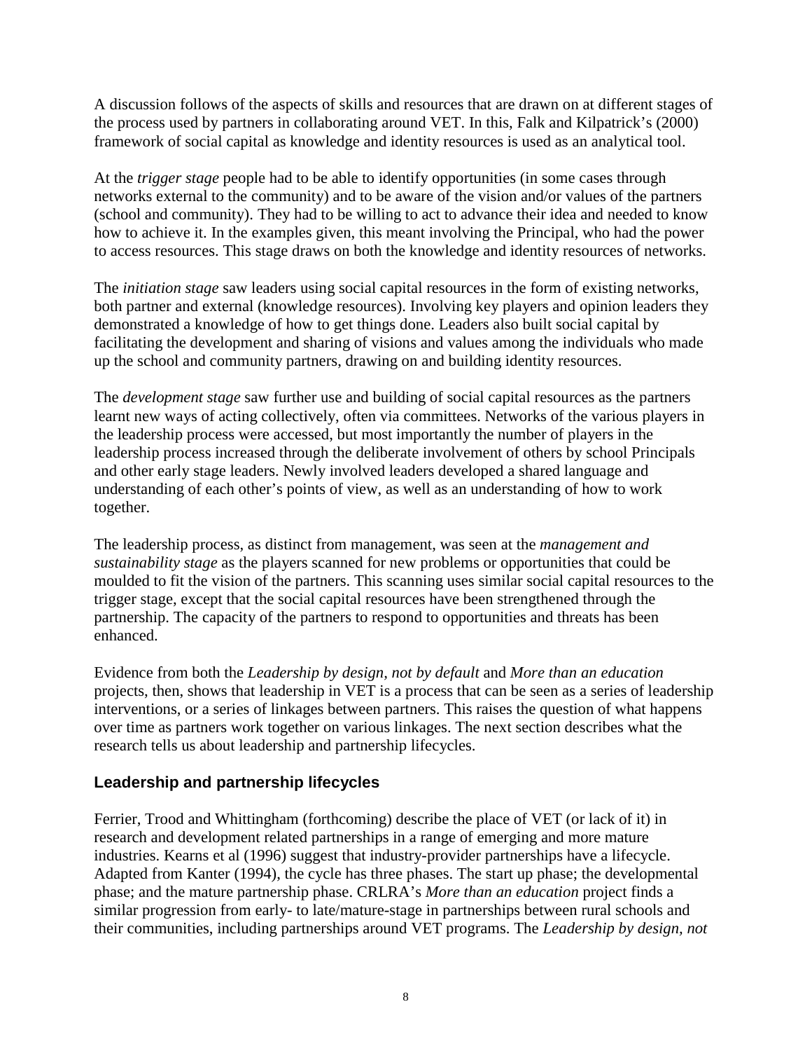A discussion follows of the aspects of skills and resources that are drawn on at different stages of the process used by partners in collaborating around VET. In this, Falk and Kilpatrick's (2000) framework of social capital as knowledge and identity resources is used as an analytical tool.

At the *trigger stage* people had to be able to identify opportunities (in some cases through networks external to the community) and to be aware of the vision and/or values of the partners (school and community). They had to be willing to act to advance their idea and needed to know how to achieve it. In the examples given, this meant involving the Principal, who had the power to access resources. This stage draws on both the knowledge and identity resources of networks.

The *initiation stage* saw leaders using social capital resources in the form of existing networks, both partner and external (knowledge resources). Involving key players and opinion leaders they demonstrated a knowledge of how to get things done. Leaders also built social capital by facilitating the development and sharing of visions and values among the individuals who made up the school and community partners, drawing on and building identity resources.

The *development stage* saw further use and building of social capital resources as the partners learnt new ways of acting collectively, often via committees. Networks of the various players in the leadership process were accessed, but most importantly the number of players in the leadership process increased through the deliberate involvement of others by school Principals and other early stage leaders. Newly involved leaders developed a shared language and understanding of each other's points of view, as well as an understanding of how to work together.

The leadership process, as distinct from management, was seen at the *management and sustainability stage* as the players scanned for new problems or opportunities that could be moulded to fit the vision of the partners. This scanning uses similar social capital resources to the trigger stage, except that the social capital resources have been strengthened through the partnership. The capacity of the partners to respond to opportunities and threats has been enhanced.

Evidence from both the *Leadership by design, not by default* and *More than an education* projects, then, shows that leadership in VET is a process that can be seen as a series of leadership interventions, or a series of linkages between partners. This raises the question of what happens over time as partners work together on various linkages. The next section describes what the research tells us about leadership and partnership lifecycles.

## Leadership and partnership lifecycles

Ferrier, Trood and Whittingham (forthcoming) describe the place of VET (or lack of it) in research and development related partnerships in a range of emerging and more mature industries. Kearns et al (1996) suggest that industry-provider partnerships have a lifecycle. Adapted from Kanter (1994), the cycle has three phases. The start up phase; the developmental phase; and the mature partnership phase. CRLRA's *More than an education* project finds a similar progression from early- to late/mature-stage in partnerships between rural schools and their communities, including partnerships around VET programs. The *Leadership by design, not*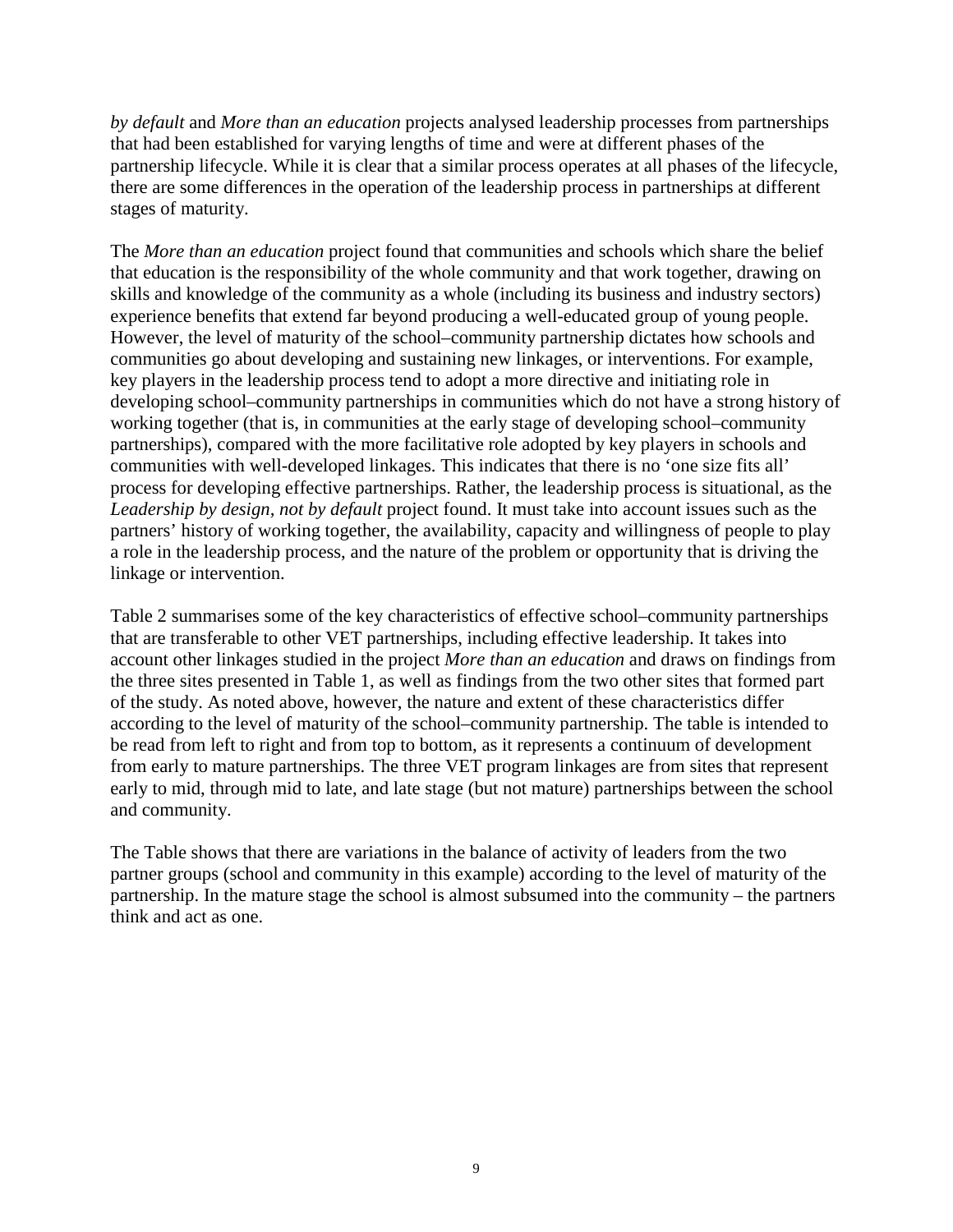*by default* and *More than an education* projects analysed leadership processes from partnerships that had been established for varying lengths of time and were at different phases of the partnership lifecycle. While it is clear that a similar process operates at all phases of the lifecycle, there are some differences in the operation of the leadership process in partnerships at different stages of maturity.

The *More than an education* project found that communities and schools which share the belief that education is the responsibility of the whole community and that work together, drawing on skills and knowledge of the community as a whole (including its business and industry sectors) experience benefits that extend far beyond producing a well-educated group of young people. However, the level of maturity of the school–community partnership dictates how schools and communities go about developing and sustaining new linkages, or interventions. For example, key players in the leadership process tend to adopt a more directive and initiating role in developing school–community partnerships in communities which do not have a strong history of working together (that is, in communities at the early stage of developing school–community partnerships), compared with the more facilitative role adopted by key players in schools and communities with well-developed linkages. This indicates that there is no 'one size fits all' process for developing effective partnerships. Rather, the leadership process is situational, as the *Leadership by design, not by default* project found. It must take into account issues such as the partners' history of working together, the availability, capacity and willingness of people to play a role in the leadership process, and the nature of the problem or opportunity that is driving the linkage or intervention.

Table 2 summarises some of the key characteristics of effective school–community partnerships that are transferable to other VET partnerships, including effective leadership. It takes into account other linkages studied in the project *More than an education* and draws on findings from the three sites presented in Table 1, as well as findings from the two other sites that formed part of the study. As noted above, however, the nature and extent of these characteristics differ according to the level of maturity of the school–community partnership. The table is intended to be read from left to right and from top to bottom, as it represents a continuum of development from early to mature partnerships. The three VET program linkages are from sites that represent early to mid, through mid to late, and late stage (but not mature) partnerships between the school and community.

The Table shows that there are variations in the balance of activity of leaders from the two partner groups (school and community in this example) according to the level of maturity of the partnership. In the mature stage the school is almost subsumed into the community – the partners think and act as one.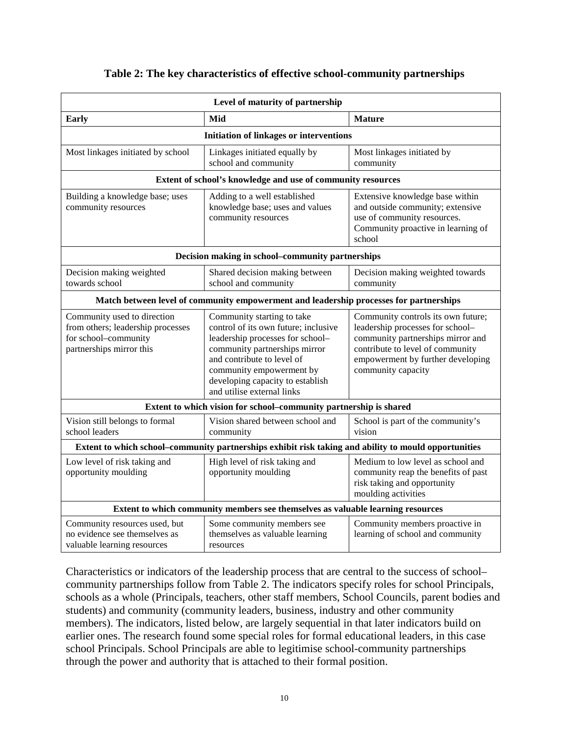**Table 2: The key characteristics of effective school-community partnerships**

| Level of maturity of partnership | | |
|---|---|---|
| **Early** | **Mid** | **Mature** |
| **Initiation of linkages or interventions** | | |
| Most linkages initiated by school | Linkages initiated equally by school and community | Most linkages initiated by community |
| **Extent of school's knowledge and use of community resources** | | |
| Building a knowledge base; uses community resources | Adding to a well established knowledge base; uses and values community resources | Extensive knowledge base within and outside community; extensive use of community resources. Community proactive in learning of school |
| **Decision making in school–community partnerships** | | |
| Decision making weighted towards school | Shared decision making between school and community | Decision making weighted towards community |
| **Match between level of community empowerment and leadership processes for partnerships** | | |
| Community used to direction from others; leadership processes for school–community partnerships mirror this | Community starting to take control of its own future; inclusive leadership processes for school–community partnerships mirror and contribute to level of community empowerment by developing capacity to establish and utilise external links | Community controls its own future; leadership processes for school–community partnerships mirror and contribute to level of community empowerment by further developing community capacity |
| **Extent to which vision for school–community partnership is shared** | | |
| Vision still belongs to formal school leaders | Vision shared between school and community | School is part of the community's vision |
| **Extent to which school–community partnerships exhibit risk taking and ability to mould opportunities** | | |
| Low level of risk taking and opportunity moulding | High level of risk taking and opportunity moulding | Medium to low level as school and community reap the benefits of past risk taking and opportunity moulding activities |
| **Extent to which community members see themselves as valuable learning resources** | | |
| Community resources used, but no evidence see themselves as valuable learning resources | Some community members see themselves as valuable learning resources | Community members proactive in learning of school and community |

Characteristics or indicators of the leadership process that are central to the success of school–community partnerships follow from Table 2. The indicators specify roles for school Principals, schools as a whole (Principals, teachers, other staff members, School Councils, parent bodies and students) and community (community leaders, business, industry and other community members). The indicators, listed below, are largely sequential in that later indicators build on earlier ones. The research found some special roles for formal educational leaders, in this case school Principals. School Principals are able to legitimise school-community partnerships through the power and authority that is attached to their formal position.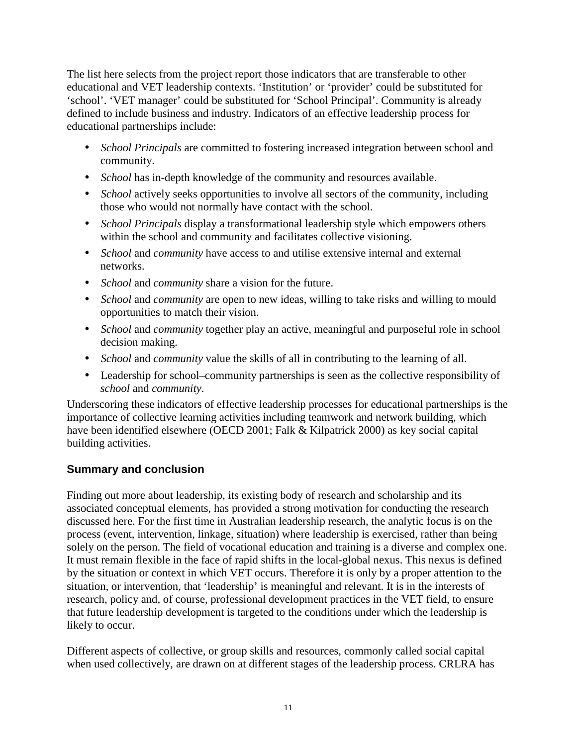The list here selects from the project report those indicators that are transferable to other educational and VET leadership contexts. 'Institution' or 'provider' could be substituted for 'school'. 'VET manager' could be substituted for 'School Principal'. Community is already defined to include business and industry. Indicators of an effective leadership process for educational partnerships include:

- *School Principals* are committed to fostering increased integration between school and community.
- *School* has in-depth knowledge of the community and resources available.
- *School* actively seeks opportunities to involve all sectors of the community, including those who would not normally have contact with the school.
- *School Principals* display a transformational leadership style which empowers others within the school and community and facilitates collective visioning.
- *School* and *community* have access to and utilise extensive internal and external networks.
- *School* and *community* share a vision for the future.
- *School* and *community* are open to new ideas, willing to take risks and willing to mould opportunities to match their vision.
- *School* and *community* together play an active, meaningful and purposeful role in school decision making.
- *School* and *community* value the skills of all in contributing to the learning of all.
- Leadership for school–community partnerships is seen as the collective responsibility of *school* and *community*.

Underscoring these indicators of effective leadership processes for educational partnerships is the importance of collective learning activities including teamwork and network building, which have been identified elsewhere (OECD 2001; Falk & Kilpatrick 2000) as key social capital building activities.

## Summary and conclusion

Finding out more about leadership, its existing body of research and scholarship and its associated conceptual elements, has provided a strong motivation for conducting the research discussed here. For the first time in Australian leadership research, the analytic focus is on the process (event, intervention, linkage, situation) where leadership is exercised, rather than being solely on the person. The field of vocational education and training is a diverse and complex one. It must remain flexible in the face of rapid shifts in the local-global nexus. This nexus is defined by the situation or context in which VET occurs. Therefore it is only by a proper attention to the situation, or intervention, that 'leadership' is meaningful and relevant. It is in the interests of research, policy and, of course, professional development practices in the VET field, to ensure that future leadership development is targeted to the conditions under which the leadership is likely to occur.

Different aspects of collective, or group skills and resources, commonly called social capital when used collectively, are drawn on at different stages of the leadership process. CRLRA has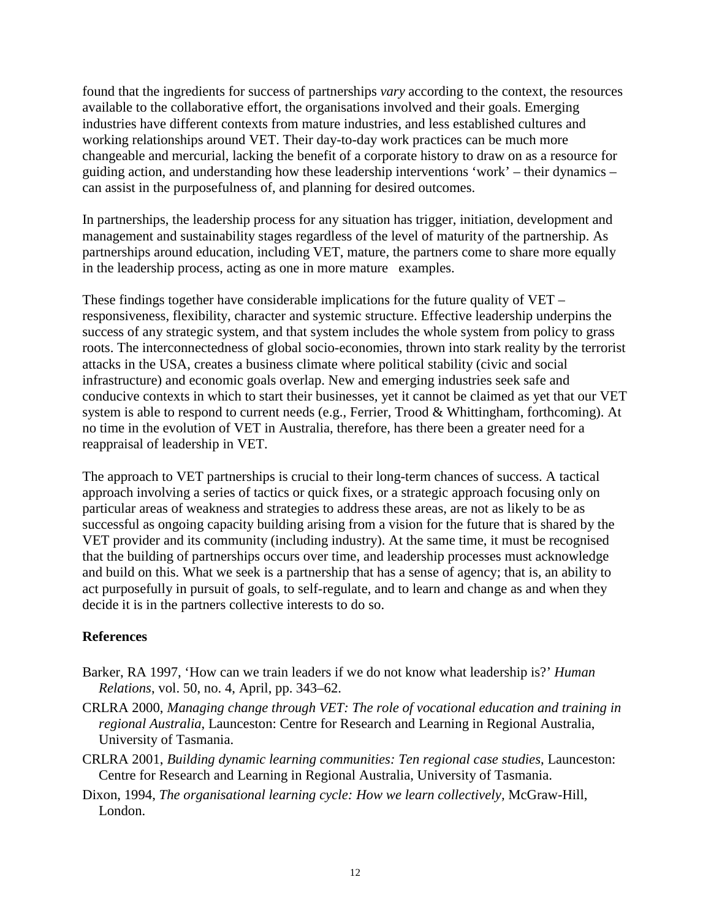found that the ingredients for success of partnerships *vary* according to the context, the resources available to the collaborative effort, the organisations involved and their goals. Emerging industries have different contexts from mature industries, and less established cultures and working relationships around VET. Their day-to-day work practices can be much more changeable and mercurial, lacking the benefit of a corporate history to draw on as a resource for guiding action, and understanding how these leadership interventions 'work' – their dynamics – can assist in the purposefulness of, and planning for desired outcomes.

In partnerships, the leadership process for any situation has trigger, initiation, development and management and sustainability stages regardless of the level of maturity of the partnership. As partnerships around education, including VET, mature, the partners come to share more equally in the leadership process, acting as one in more mature examples.

These findings together have considerable implications for the future quality of VET – responsiveness, flexibility, character and systemic structure. Effective leadership underpins the success of any strategic system, and that system includes the whole system from policy to grass roots. The interconnectedness of global socio-economies, thrown into stark reality by the terrorist attacks in the USA, creates a business climate where political stability (civic and social infrastructure) and economic goals overlap. New and emerging industries seek safe and conducive contexts in which to start their businesses, yet it cannot be claimed as yet that our VET system is able to respond to current needs (e.g., Ferrier, Trood & Whittingham, forthcoming). At no time in the evolution of VET in Australia, therefore, has there been a greater need for a reappraisal of leadership in VET.

The approach to VET partnerships is crucial to their long-term chances of success. A tactical approach involving a series of tactics or quick fixes, or a strategic approach focusing only on particular areas of weakness and strategies to address these areas, are not as likely to be as successful as ongoing capacity building arising from a vision for the future that is shared by the VET provider and its community (including industry). At the same time, it must be recognised that the building of partnerships occurs over time, and leadership processes must acknowledge and build on this. What we seek is a partnership that has a sense of agency; that is, an ability to act purposefully in pursuit of goals, to self-regulate, and to learn and change as and when they decide it is in the partners collective interests to do so.

**References**

Barker, RA 1997, 'How can we train leaders if we do not know what leadership is?' *Human Relations*, vol. 50, no. 4, April, pp. 343–62.

CRLRA 2000, *Managing change through VET: The role of vocational education and training in regional Australia*, Launceston: Centre for Research and Learning in Regional Australia, University of Tasmania.

CRLRA 2001, *Building dynamic learning communities: Ten regional case studies*, Launceston: Centre for Research and Learning in Regional Australia, University of Tasmania.

Dixon, 1994, *The organisational learning cycle: How we learn collectively*, McGraw-Hill, London.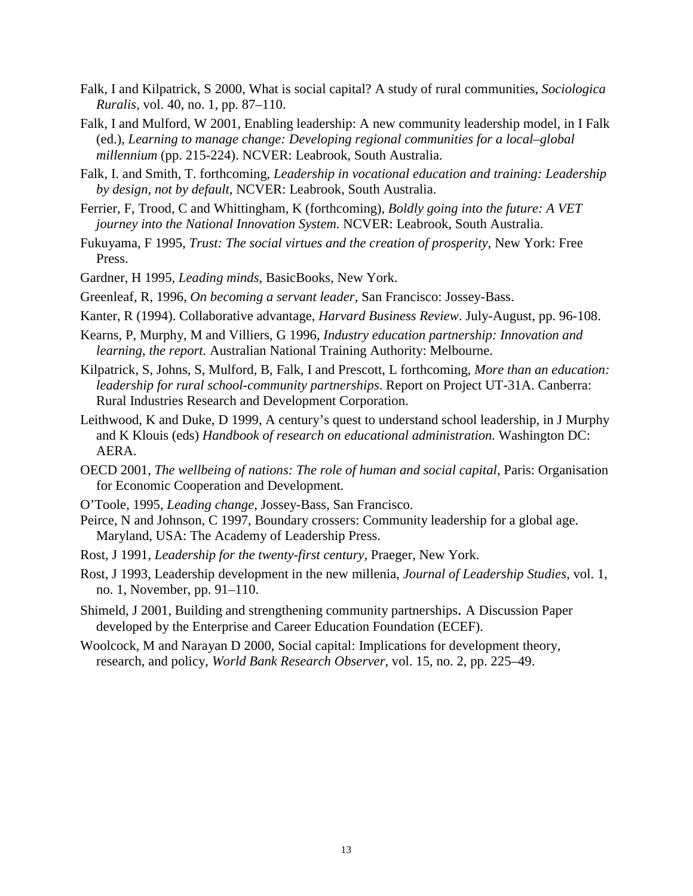Falk, I and Kilpatrick, S 2000, What is social capital? A study of rural communities, *Sociologica Ruralis,* vol. 40, no. 1, pp. 87–110.

Falk, I and Mulford, W 2001, Enabling leadership: A new community leadership model, in I Falk (ed.), *Learning to manage change: Developing regional communities for a local–global millennium* (pp. 215-224). NCVER: Leabrook, South Australia.

Falk, I. and Smith, T. forthcoming, *Leadership in vocational education and training: Leadership by design, not by default*, NCVER: Leabrook, South Australia.

Ferrier, F, Trood, C and Whittingham, K (forthcoming), *Boldly going into the future: A VET journey into the National Innovation System.* NCVER: Leabrook, South Australia.

Fukuyama, F 1995, *Trust: The social virtues and the creation of prosperity*, New York: Free Press.

Gardner, H 1995, *Leading minds*, BasicBooks, New York.

Greenleaf, R, 1996, *On becoming a servant leader*, San Francisco: Jossey-Bass.

Kanter, R (1994). Collaborative advantage, *Harvard Business Review*. July-August, pp. 96-108.

Kearns, P, Murphy, M and Villiers, G 1996, *Industry education partnership: Innovation and learning, the report.* Australian National Training Authority: Melbourne.

Kilpatrick, S, Johns, S, Mulford, B, Falk, I and Prescott, L forthcoming, *More than an education: leadership for rural school-community partnerships*. Report on Project UT-31A. Canberra: Rural Industries Research and Development Corporation.

Leithwood, K and Duke, D 1999, A century's quest to understand school leadership, in J Murphy and K Klouis (eds) *Handbook of research on educational administration.* Washington DC: AERA.

OECD 2001, *The wellbeing of nations: The role of human and social capital*, Paris: Organisation for Economic Cooperation and Development.

O'Toole, 1995, *Leading change*, Jossey-Bass, San Francisco.

Peirce, N and Johnson, C 1997, Boundary crossers: Community leadership for a global age. Maryland, USA: The Academy of Leadership Press.

Rost, J 1991, *Leadership for the twenty-first century*, Praeger, New York.

Rost, J 1993, Leadership development in the new millenia, *Journal of Leadership Studies*, vol. 1, no. 1, November, pp. 91–110.

Shimeld, J 2001, Building and strengthening community partnerships. A Discussion Paper developed by the Enterprise and Career Education Foundation (ECEF).

Woolcock, M and Narayan D 2000, Social capital: Implications for development theory, research, and policy, *World Bank Research Observer*, vol. 15, no. 2, pp. 225–49.